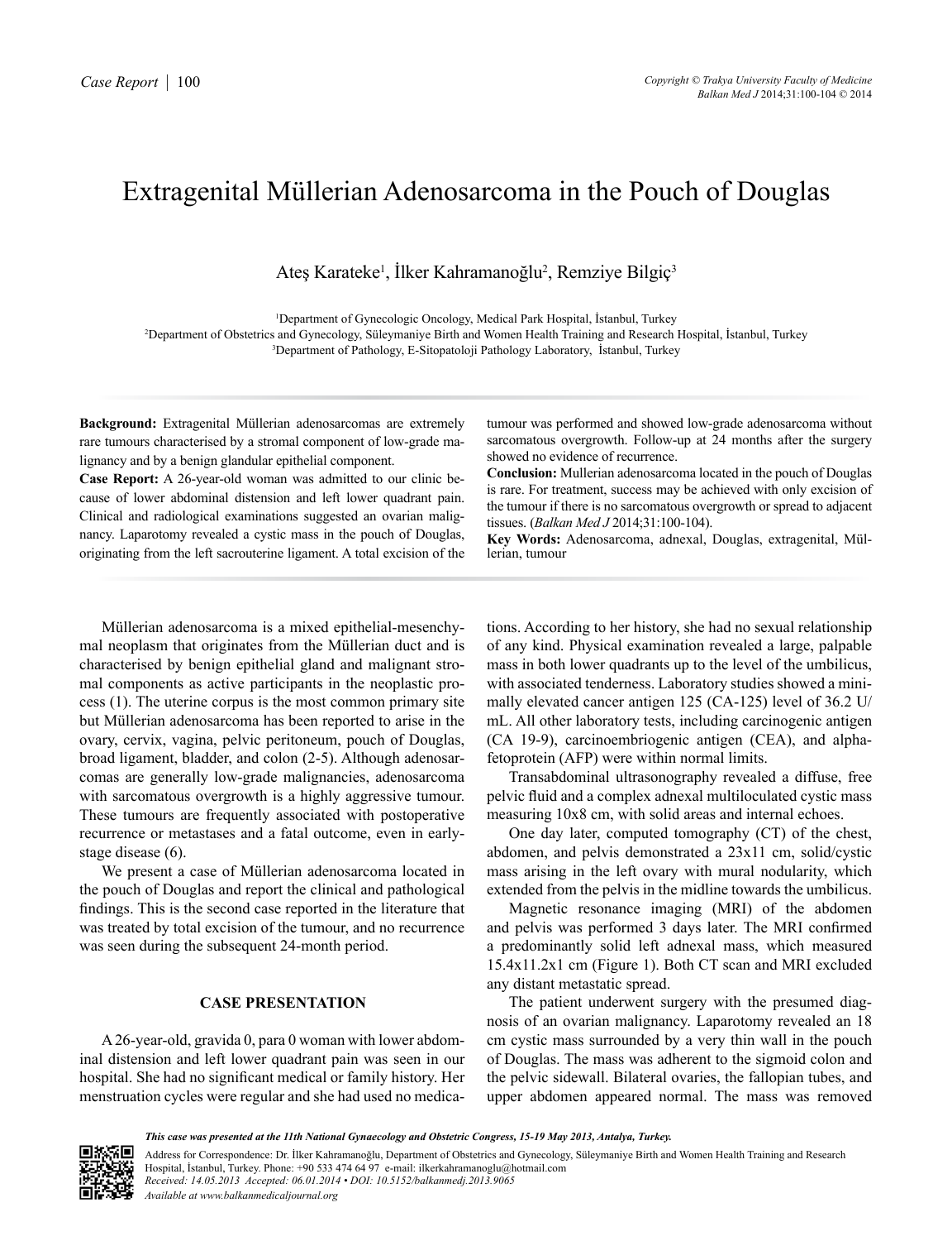# Extragenital Müllerian Adenosarcoma in the Pouch of Douglas

Ateş Karateke[1], İlker Kahramanoğlu[2], Remziye Bilgiç[3]

[1]Department of Gynecologic Oncology, Medical Park Hospital, İstanbul, Turkey
[2]Department of Obstetrics and Gynecology, Süleymaniye Birth and Women Health Training and Research Hospital, İstanbul, Turkey
[3]Department of Pathology, E-Sitopatoloji Pathology Laboratory, İstanbul, Turkey

**Background:** Extragenital Müllerian adenosarcomas are extremely rare tumours characterised by a stromal component of low-grade malignancy and by a benign glandular epithelial component.

**Case Report:** A 26-year-old woman was admitted to our clinic because of lower abdominal distension and left lower quadrant pain. Clinical and radiological examinations suggested an ovarian malignancy. Laparotomy revealed a cystic mass in the pouch of Douglas, originating from the left sacrouterine ligament. A total excision of the tumour was performed and showed low-grade adenosarcoma without sarcomatous overgrowth. Follow-up at 24 months after the surgery showed no evidence of recurrence.

**Conclusion:** Mullerian adenosarcoma located in the pouch of Douglas is rare. For treatment, success may be achieved with only excision of the tumour if there is no sarcomatous overgrowth or spread to adjacent tissues. (*Balkan Med J* 2014;31:100-104).

**Key Words:** Adenosarcoma, adnexal, Douglas, extragenital, Müllerian, tumour

Müllerian adenosarcoma is a mixed epithelial-mesenchymal neoplasm that originates from the Müllerian duct and is characterised by benign epithelial gland and malignant stromal components as active participants in the neoplastic process (1). The uterine corpus is the most common primary site but Müllerian adenosarcoma has been reported to arise in the ovary, cervix, vagina, pelvic peritoneum, pouch of Douglas, broad ligament, bladder, and colon (2-5). Although adenosarcomas are generally low-grade malignancies, adenosarcoma with sarcomatous overgrowth is a highly aggressive tumour. These tumours are frequently associated with postoperative recurrence or metastases and a fatal outcome, even in early-stage disease (6).

We present a case of Müllerian adenosarcoma located in the pouch of Douglas and report the clinical and pathological findings. This is the second case reported in the literature that was treated by total excision of the tumour, and no recurrence was seen during the subsequent 24-month period.

## CASE PRESENTATION

A 26-year-old, gravida 0, para 0 woman with lower abdominal distension and left lower quadrant pain was seen in our hospital. She had no significant medical or family history. Her menstruation cycles were regular and she had used no medications. According to her history, she had no sexual relationship of any kind. Physical examination revealed a large, palpable mass in both lower quadrants up to the level of the umbilicus, with associated tenderness. Laboratory studies showed a minimally elevated cancer antigen 125 (CA-125) level of 36.2 U/mL. All other laboratory tests, including carcinogenic antigen (CA 19-9), carcinoembriogenic antigen (CEA), and alpha-fetoprotein (AFP) were within normal limits.

Transabdominal ultrasonography revealed a diffuse, free pelvic fluid and a complex adnexal multiloculated cystic mass measuring 10x8 cm, with solid areas and internal echoes.

One day later, computed tomography (CT) of the chest, abdomen, and pelvis demonstrated a 23x11 cm, solid/cystic mass arising in the left ovary with mural nodularity, which extended from the pelvis in the midline towards the umbilicus.

Magnetic resonance imaging (MRI) of the abdomen and pelvis was performed 3 days later. The MRI confirmed a predominantly solid left adnexal mass, which measured 15.4x11.2x1 cm (Figure 1). Both CT scan and MRI excluded any distant metastatic spread.

The patient underwent surgery with the presumed diagnosis of an ovarian malignancy. Laparotomy revealed an 18 cm cystic mass surrounded by a very thin wall in the pouch of Douglas. The mass was adherent to the sigmoid colon and the pelvic sidewall. Bilateral ovaries, the fallopian tubes, and upper abdomen appeared normal. The mass was removed

*This case was presented at the 11th National Gynaecology and Obstetric Congress, 15-19 May 2013, Antalya, Turkey.*

Address for Correspondence: Dr. İlker Kahramanoğlu, Department of Obstetrics and Gynecology, Süleymaniye Birth and Women Health Training and Research Hospital, İstanbul, Turkey. Phone: +90 533 474 64 97 e-mail: ilkerkahramanoglu@hotmail.com
*Received: 14.05.2013 Accepted: 06.01.2014 • DOI: 10.5152/balkanmedj.2013.9065*
*Available at www.balkanmedicaljournal.org*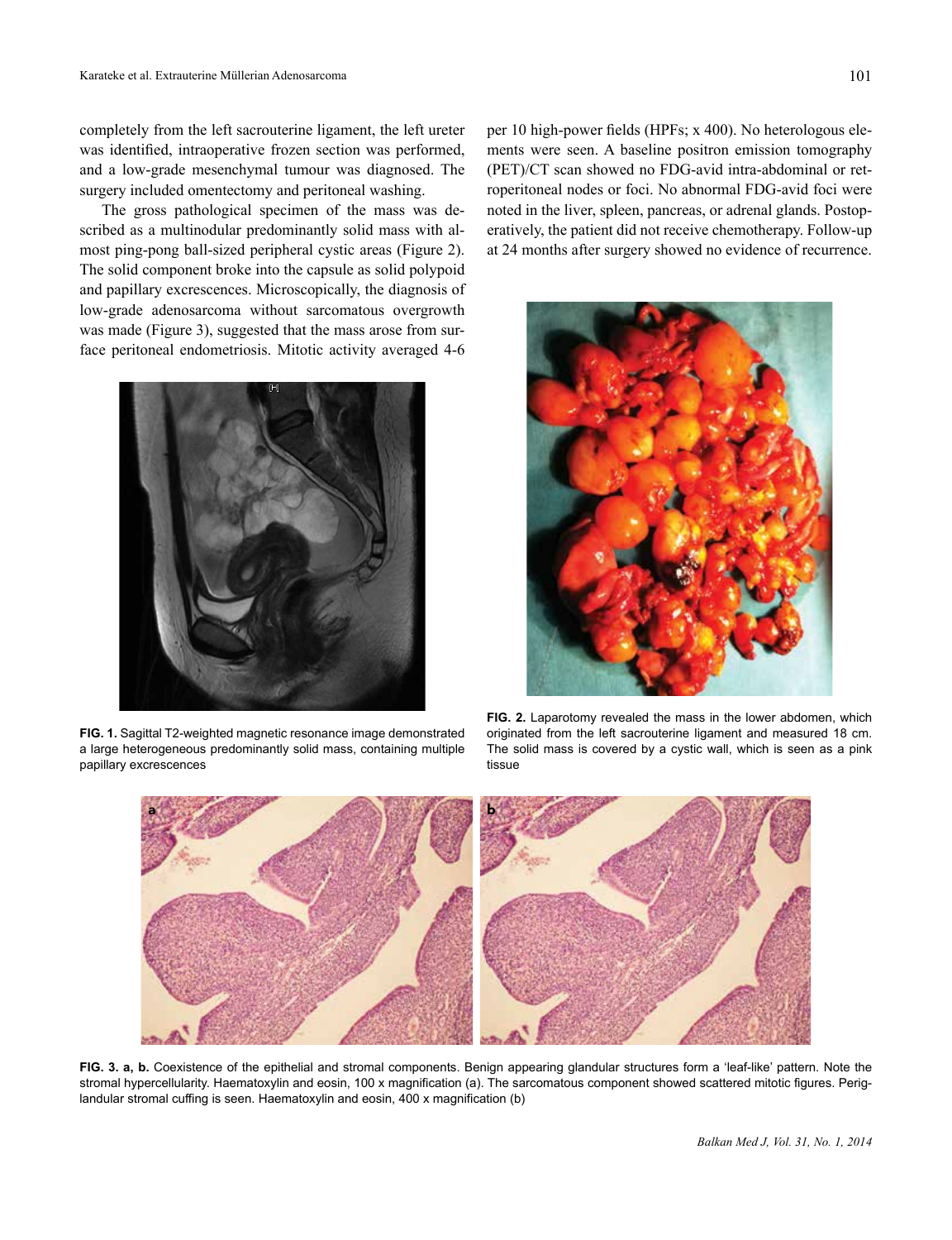completely from the left sacrouterine ligament, the left ureter was identified, intraoperative frozen section was performed, and a low-grade mesenchymal tumour was diagnosed. The surgery included omentectomy and peritoneal washing.

The gross pathological specimen of the mass was described as a multinodular predominantly solid mass with almost ping-pong ball-sized peripheral cystic areas (Figure 2). The solid component broke into the capsule as solid polypoid and papillary excrescences. Microscopically, the diagnosis of low-grade adenosarcoma without sarcomatous overgrowth was made (Figure 3), suggested that the mass arose from surface peritoneal endometriosis. Mitotic activity averaged 4-6 per 10 high-power fields (HPFs; x 400). No heterologous elements were seen. A baseline positron emission tomography (PET)/CT scan showed no FDG-avid intra-abdominal or retroperitoneal nodes or foci. No abnormal FDG-avid foci were noted in the liver, spleen, pancreas, or adrenal glands. Postoperatively, the patient did not receive chemotherapy. Follow-up at 24 months after surgery showed no evidence of recurrence.

**FIG. 1.** Sagittal T2-weighted magnetic resonance image demonstrated a large heterogeneous predominantly solid mass, containing multiple papillary excrescences

**FIG. 2.** Laparotomy revealed the mass in the lower abdomen, which originated from the left sacrouterine ligament and measured 18 cm. The solid mass is covered by a cystic wall, which is seen as a pink tissue

**FIG. 3. a, b.** Coexistence of the epithelial and stromal components. Benign appearing glandular structures form a 'leaf-like' pattern. Note the stromal hypercellularity. Haematoxylin and eosin, 100 x magnification (a). The sarcomatous component showed scattered mitotic figures. Periglandular stromal cuffing is seen. Haematoxylin and eosin, 400 x magnification (b)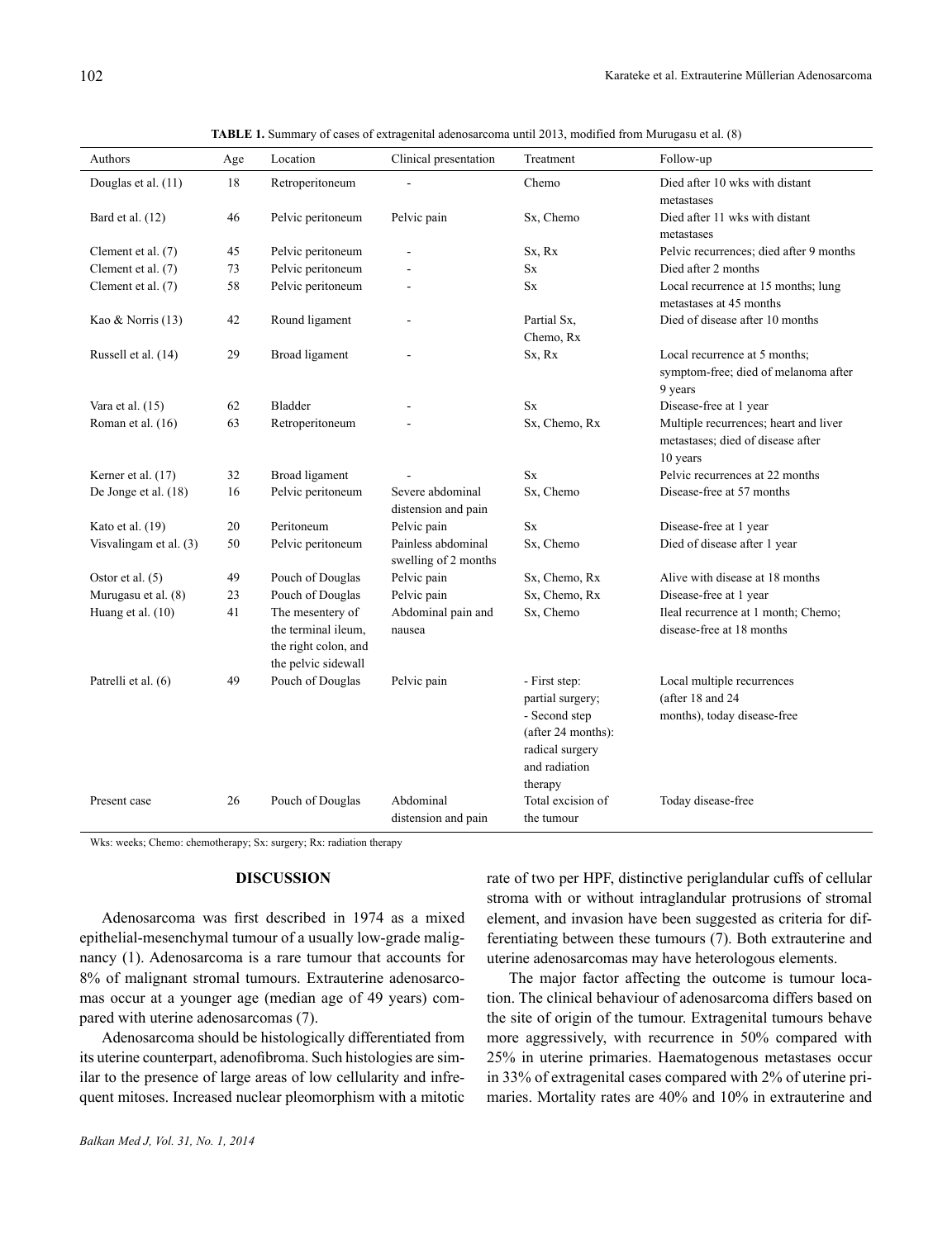**TABLE 1.** Summary of cases of extragenital adenosarcoma until 2013, modified from Murugasu et al. (8)

| Authors | Age | Location | Clinical presentation | Treatment | Follow-up |
|---|---|---|---|---|---|
| Douglas et al. (11) | 18 | Retroperitoneum | - | Chemo | Died after 10 wks with distant metastases |
| Bard et al. (12) | 46 | Pelvic peritoneum | Pelvic pain | Sx, Chemo | Died after 11 wks with distant metastases |
| Clement et al. (7) | 45 | Pelvic peritoneum | - | Sx, Rx | Pelvic recurrences; died after 9 months |
| Clement et al. (7) | 73 | Pelvic peritoneum | - | Sx | Died after 2 months |
| Clement et al. (7) | 58 | Pelvic peritoneum | - | Sx | Local recurrence at 15 months; lung metastases at 45 months |
| Kao & Norris (13) | 42 | Round ligament | - | Partial Sx, Chemo, Rx | Died of disease after 10 months |
| Russell et al. (14) | 29 | Broad ligament | - | Sx, Rx | Local recurrence at 5 months; symptom-free; died of melanoma after 9 years |
| Vara et al. (15) | 62 | Bladder | - | Sx | Disease-free at 1 year |
| Roman et al. (16) | 63 | Retroperitoneum | - | Sx, Chemo, Rx | Multiple recurrences; heart and liver metastases; died of disease after 10 years |
| Kerner et al. (17) | 32 | Broad ligament | - | Sx | Pelvic recurrences at 22 months |
| De Jonge et al. (18) | 16 | Pelvic peritoneum | Severe abdominal distension and pain | Sx, Chemo | Disease-free at 57 months |
| Kato et al. (19) | 20 | Peritoneum | Pelvic pain | Sx | Disease-free at 1 year |
| Visvalingam et al. (3) | 50 | Pelvic peritoneum | Painless abdominal swelling of 2 months | Sx, Chemo | Died of disease after 1 year |
| Ostor et al. (5) | 49 | Pouch of Douglas | Pelvic pain | Sx, Chemo, Rx | Alive with disease at 18 months |
| Murugasu et al. (8) | 23 | Pouch of Douglas | Pelvic pain | Sx, Chemo, Rx | Disease-free at 1 year |
| Huang et al. (10) | 41 | The mesentery of the terminal ileum, the right colon, and the pelvic sidewall | Abdominal pain and nausea | Sx, Chemo | Ileal recurrence at 1 month; Chemo; disease-free at 18 months |
| Patrelli et al. (6) | 49 | Pouch of Douglas | Pelvic pain | - First step: partial surgery; - Second step (after 24 months): radical surgery and radiation therapy | Local multiple recurrences (after 18 and 24 months), today disease-free |
| Present case | 26 | Pouch of Douglas | Abdominal distension and pain | Total excision of the tumour | Today disease-free |

Wks: weeks; Chemo: chemotherapy; Sx: surgery; Rx: radiation therapy

## DISCUSSION

Adenosarcoma was first described in 1974 as a mixed epithelial-mesenchymal tumour of a usually low-grade malignancy (1). Adenosarcoma is a rare tumour that accounts for 8% of malignant stromal tumours. Extrauterine adenosarcomas occur at a younger age (median age of 49 years) compared with uterine adenosarcomas (7).

Adenosarcoma should be histologically differentiated from its uterine counterpart, adenofibroma. Such histologies are similar to the presence of large areas of low cellularity and infrequent mitoses. Increased nuclear pleomorphism with a mitotic rate of two per HPF, distinctive periglandular cuffs of cellular stroma with or without intraglandular protrusions of stromal element, and invasion have been suggested as criteria for differentiating between these tumours (7). Both extrauterine and uterine adenosarcomas may have heterologous elements.

The major factor affecting the outcome is tumour location. The clinical behaviour of adenosarcoma differs based on the site of origin of the tumour. Extragenital tumours behave more aggressively, with recurrence in 50% compared with 25% in uterine primaries. Haematogenous metastases occur in 33% of extragenital cases compared with 2% of uterine primaries. Mortality rates are 40% and 10% in extrauterine and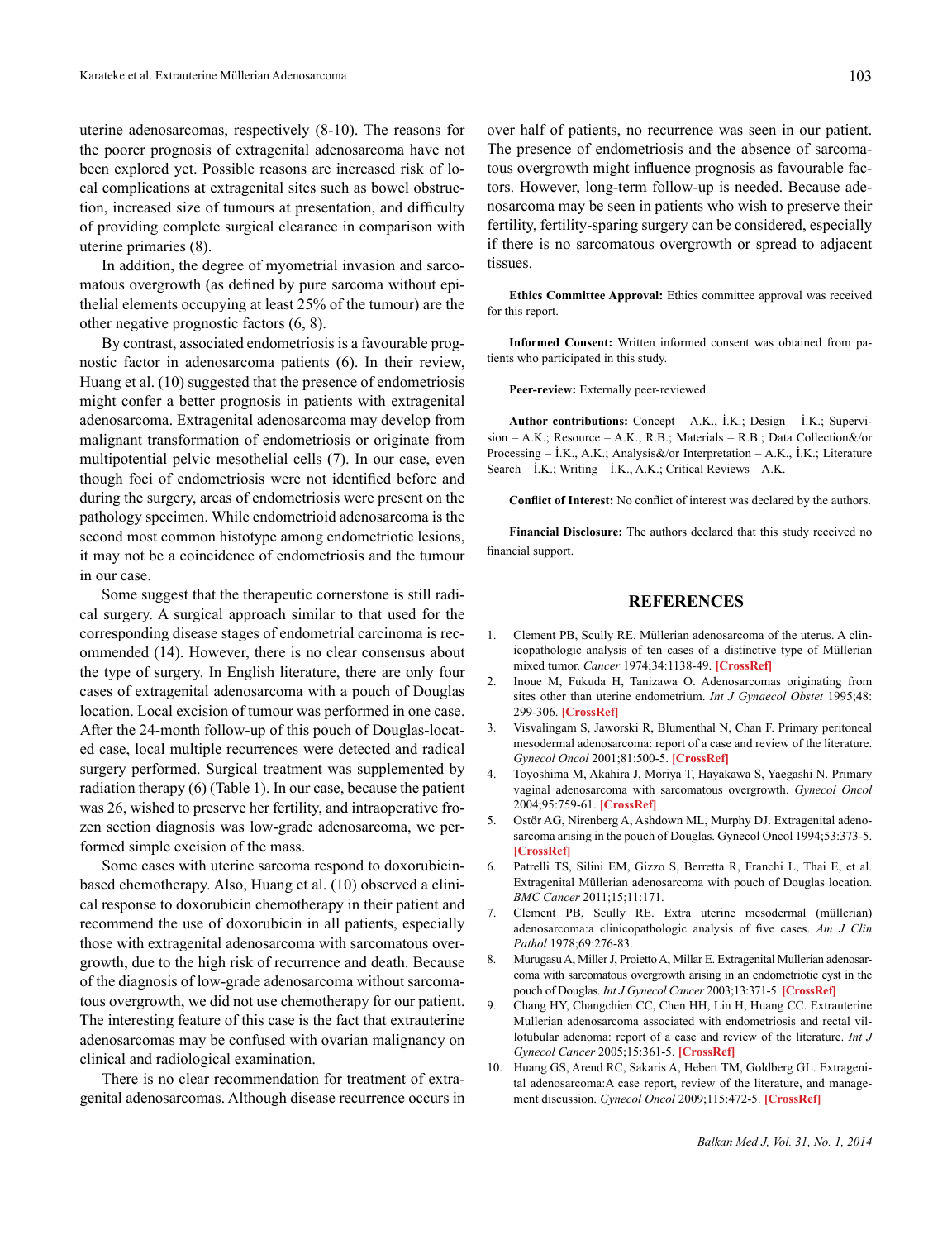uterine adenosarcomas, respectively (8-10). The reasons for the poorer prognosis of extragenital adenosarcoma have not been explored yet. Possible reasons are increased risk of local complications at extragenital sites such as bowel obstruction, increased size of tumours at presentation, and difficulty of providing complete surgical clearance in comparison with uterine primaries (8).

In addition, the degree of myometrial invasion and sarcomatous overgrowth (as defined by pure sarcoma without epithelial elements occupying at least 25% of the tumour) are the other negative prognostic factors (6, 8).

By contrast, associated endometriosis is a favourable prognostic factor in adenosarcoma patients (6). In their review, Huang et al. (10) suggested that the presence of endometriosis might confer a better prognosis in patients with extragenital adenosarcoma. Extragenital adenosarcoma may develop from malignant transformation of endometriosis or originate from multipotential pelvic mesothelial cells (7). In our case, even though foci of endometriosis were not identified before and during the surgery, areas of endometriosis were present on the pathology specimen. While endometrioid adenosarcoma is the second most common histotype among endometriotic lesions, it may not be a coincidence of endometriosis and the tumour in our case.

Some suggest that the therapeutic cornerstone is still radical surgery. A surgical approach similar to that used for the corresponding disease stages of endometrial carcinoma is recommended (14). However, there is no clear consensus about the type of surgery. In English literature, there are only four cases of extragenital adenosarcoma with a pouch of Douglas location. Local excision of tumour was performed in one case. After the 24-month follow-up of this pouch of Douglas-located case, local multiple recurrences were detected and radical surgery performed. Surgical treatment was supplemented by radiation therapy (6) (Table 1). In our case, because the patient was 26, wished to preserve her fertility, and intraoperative frozen section diagnosis was low-grade adenosarcoma, we performed simple excision of the mass.

Some cases with uterine sarcoma respond to doxorubicin-based chemotherapy. Also, Huang et al. (10) observed a clinical response to doxorubicin chemotherapy in their patient and recommend the use of doxorubicin in all patients, especially those with extragenital adenosarcoma with sarcomatous overgrowth, due to the high risk of recurrence and death. Because of the diagnosis of low-grade adenosarcoma without sarcomatous overgrowth, we did not use chemotherapy for our patient. The interesting feature of this case is the fact that extrauterine adenosarcomas may be confused with ovarian malignancy on clinical and radiological examination.

There is no clear recommendation for treatment of extragenital adenosarcomas. Although disease recurrence occurs in over half of patients, no recurrence was seen in our patient. The presence of endometriosis and the absence of sarcomatous overgrowth might influence prognosis as favourable factors. However, long-term follow-up is needed. Because adenosarcoma may be seen in patients who wish to preserve their fertility, fertility-sparing surgery can be considered, especially if there is no sarcomatous overgrowth or spread to adjacent tissues.

**Ethics Committee Approval:** Ethics committee approval was received for this report.

**Informed Consent:** Written informed consent was obtained from patients who participated in this study.

**Peer-review:** Externally peer-reviewed.

**Author contributions:** Concept – A.K., İ.K.; Design – İ.K.; Supervision – A.K.; Resource – A.K., R.B.; Materials – R.B.; Data Collection&/or Processing – İ.K., A.K.; Analysis&/or Interpretation – A.K., İ.K.; Literature Search – İ.K.; Writing – İ.K., A.K.; Critical Reviews – A.K.

**Conflict of Interest:** No conflict of interest was declared by the authors.

**Financial Disclosure:** The authors declared that this study received no financial support.

## REFERENCES

1. Clement PB, Scully RE. Müllerian adenosarcoma of the uterus. A clinicopathologic analysis of ten cases of a distinctive type of Müllerian mixed tumor. *Cancer* 1974;34:1138-49. [CrossRef]
2. Inoue M, Fukuda H, Tanizawa O. Adenosarcomas originating from sites other than uterine endometrium. *Int J Gynaecol Obstet* 1995;48:299-306. [CrossRef]
3. Visvalingam S, Jaworski R, Blumenthal N, Chan F. Primary peritoneal mesodermal adenosarcoma: report of a case and review of the literature. *Gynecol Oncol* 2001;81:500-5. [CrossRef]
4. Toyoshima M, Akahira J, Moriya T, Hayakawa S, Yaegashi N. Primary vaginal adenosarcoma with sarcomatous overgrowth. *Gynecol Oncol* 2004;95:759-61. [CrossRef]
5. Ostör AG, Nirenberg A, Ashdown ML, Murphy DJ. Extragenital adenosarcoma arising in the pouch of Douglas. Gynecol Oncol 1994;53:373-5. [CrossRef]
6. Patrelli TS, Silini EM, Gizzo S, Berretta R, Franchi L, Thai E, et al. Extragenital Müllerian adenosarcoma with pouch of Douglas location. *BMC Cancer* 2011;15;11:171.
7. Clement PB, Scully RE. Extra uterine mesodermal (müllerian) adenosarcoma:a clinicopathologic analysis of five cases. *Am J Clin Pathol* 1978;69:276-83.
8. Murugasu A, Miller J, Proietto A, Millar E. Extragenital Mullerian adenosarcoma with sarcomatous overgrowth arising in an endometriotic cyst in the pouch of Douglas. *Int J Gynecol Cancer* 2003;13:371-5. [CrossRef]
9. Chang HY, Changchien CC, Chen HH, Lin H, Huang CC. Extrauterine Mullerian adenosarcoma associated with endometriosis and rectal villotubular adenoma: report of a case and review of the literature. *Int J Gynecol Cancer* 2005;15:361-5. [CrossRef]
10. Huang GS, Arend RC, Sakaris A, Hebert TM, Goldberg GL. Extragenital adenosarcoma:A case report, review of the literature, and management discussion. *Gynecol Oncol* 2009;115:472-5. [CrossRef]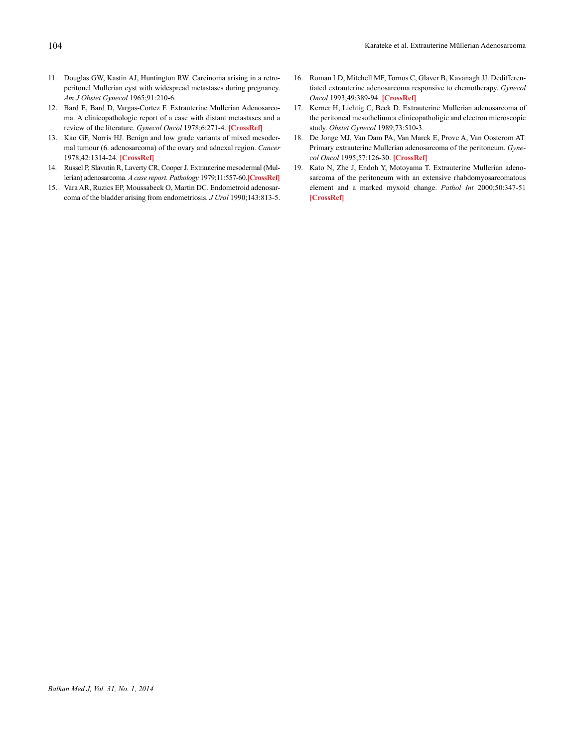11. Douglas GW, Kastin AJ, Huntington RW. Carcinoma arising in a retroperitonel Mullerian cyst with widespread metastases during pregnancy. *Am J Obstet Gynecol* 1965;91:210-6.
12. Bard E, Bard D, Vargas-Cortez F. Extrauterine Mullerian Adenosarcoma. A clinicopathologic report of a case with distant metastases and a review of the literature. *Gynecol Oncol* 1978;6:271-4. **[CrossRef]**
13. Kao GF, Norris HJ. Benign and low grade variants of mixed mesodermal tumour (6. adenosarcoma) of the ovary and adnexal region. *Cancer* 1978;42:1314-24. **[CrossRef]**
14. Russel P, Slavutin R, Laverty CR, Cooper J. Extrauterine mesodermal (Mullerian) adenosarcoma. *A case report. Pathology* 1979;11:557-60.**[CrossRef]**
15. Vara AR, Ruzics EP, Moussabeck O, Martin DC. Endometroid adenosarcoma of the bladder arising from endometriosis. *J Urol* 1990;143:813-5.
16. Roman LD, Mitchell MF, Tornos C, Glaver B, Kavanagh JJ. Dedifferentiated extrauterine adenosarcoma responsive to chemotherapy. *Gynecol Oncol* 1993;49:389-94. **[CrossRef]**
17. Kerner H, Lichtig C, Beck D. Extrauterine Mullerian adenosarcoma of the peritoneal mesothelium:a clinicopatholigic and electron microscopic study. *Obstet Gynecol* 1989;73:510-3.
18. De Jonge MJ, Van Dam PA, Van Marck E, Prove A, Van Oosterom AT. Primary extrauterine Mullerian adenosarcoma of the peritoneum. *Gynecol Oncol* 1995;57:126-30. **[CrossRef]**
19. Kato N, Zhe J, Endoh Y, Motoyama T. Extrauterine Mullerian adenosarcoma of the peritoneum with an extensive rhabdomyosarcomatous element and a marked myxoid change. *Pathol Int* 2000;50:347-51 **[CrossRef]**